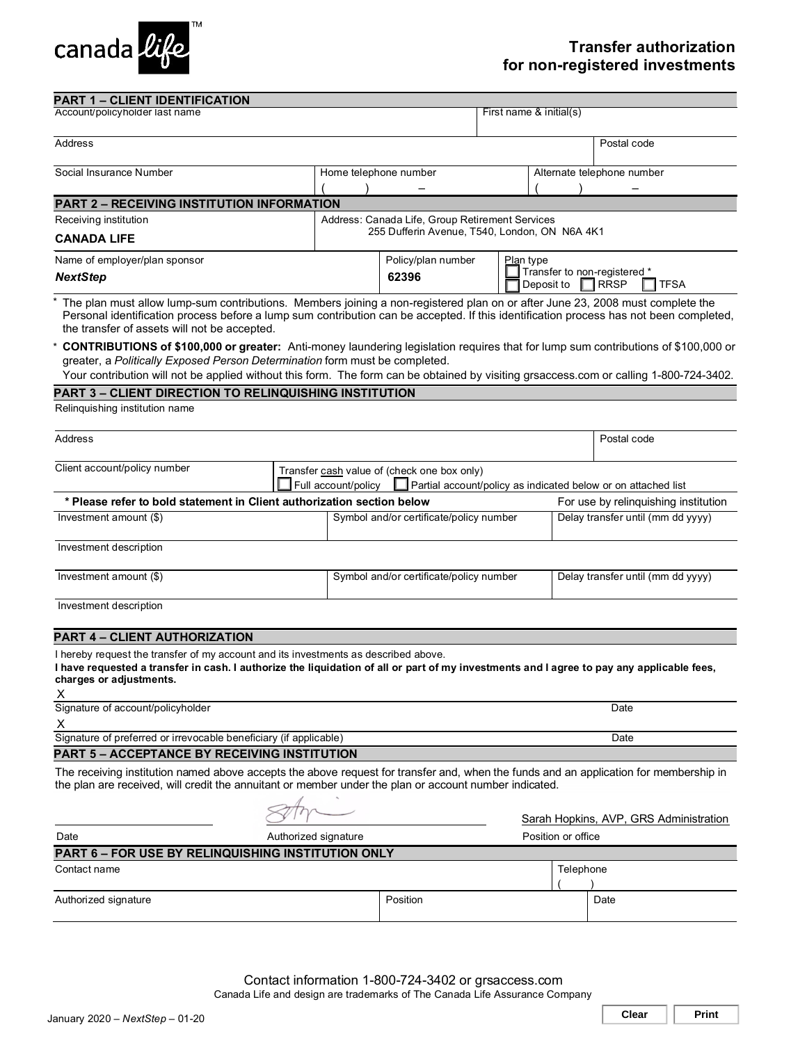canada life™

# Transfer authorization for non-registered investments

## PART 1 – CLIENT IDENTIFICATION

| Account/policyholder last name | | First name & initial(s) |
|---|---|---|
| | | |

| Address | Postal code |
|---|---|
| | |

| Social Insurance Number | Home telephone number | Alternate telephone number |
|---|---|---|
| | (     )     – | (     )     – |

## PART 2 – RECEIVING INSTITUTION INFORMATION

| Receiving institution | Address: Canada Life, Group Retirement Services |
|---|---|
| **CANADA LIFE** | 255 Dufferin Avenue, T540, London, ON N6A 4K1 |

| Name of employer/plan sponsor | Policy/plan number | Plan type |
|---|---|---|
| ***NextStep*** | **62396** | ☐ Transfer to non-registered * ☐ Deposit to ☐ RRSP ☐ TFSA |

\* The plan must allow lump-sum contributions. Members joining a non-registered plan on or after June 23, 2008 must complete the Personal identification process before a lump sum contribution can be accepted. If this identification process has not been completed, the transfer of assets will not be accepted.

\* **CONTRIBUTIONS of $100,000 or greater:** Anti-money laundering legislation requires that for lump sum contributions of $100,000 or greater, a *Politically Exposed Person Determination* form must be completed.
Your contribution will not be applied without this form. The form can be obtained by visiting grsaccess.com or calling 1-800-724-3402.

## PART 3 – CLIENT DIRECTION TO RELINQUISHING INSTITUTION

Relinquishing institution name

| Address | Postal code |
|---|---|
| | |

| Client account/policy number | Transfer cash value of (check one box only) |
|---|---|
| | ☐ Full account/policy ☐ Partial account/policy as indicated below or on attached list |

| **\* Please refer to bold statement in Client authorization section below** | | For use by relinquishing institution |
|---|---|---|
| Investment amount ($) | Symbol and/or certificate/policy number | Delay transfer until (mm dd yyyy) |
| Investment description | | |
| Investment amount ($) | Symbol and/or certificate/policy number | Delay transfer until (mm dd yyyy) |
| Investment description | | |

## PART 4 – CLIENT AUTHORIZATION

I hereby request the transfer of my account and its investments as described above.
**I have requested a transfer in cash. I authorize the liquidation of all or part of my investments and I agree to pay any applicable fees, charges or adjustments.**

X
Signature of account/policyholder — Date

X
Signature of preferred or irrevocable beneficiary (if applicable) — Date

## PART 5 – ACCEPTANCE BY RECEIVING INSTITUTION

The receiving institution named above accepts the above request for transfer and, when the funds and an application for membership in the plan are received, will credit the annuitant or member under the plan or account number indicated.

| Date | Authorized signature | Position or office |
|---|---|---|
| | [signature] | Sarah Hopkins, AVP, GRS Administration |

## PART 6 – FOR USE BY RELINQUISHING INSTITUTION ONLY

| Contact name | | Telephone |
|---|---|---|
| | | (     ) |
| **Authorized signature** | **Position** | **Date** |
| | | |

Contact information 1-800-724-3402 or grsaccess.com
Canada Life and design are trademarks of The Canada Life Assurance Company

January 2020 – *NextStep* – 01-20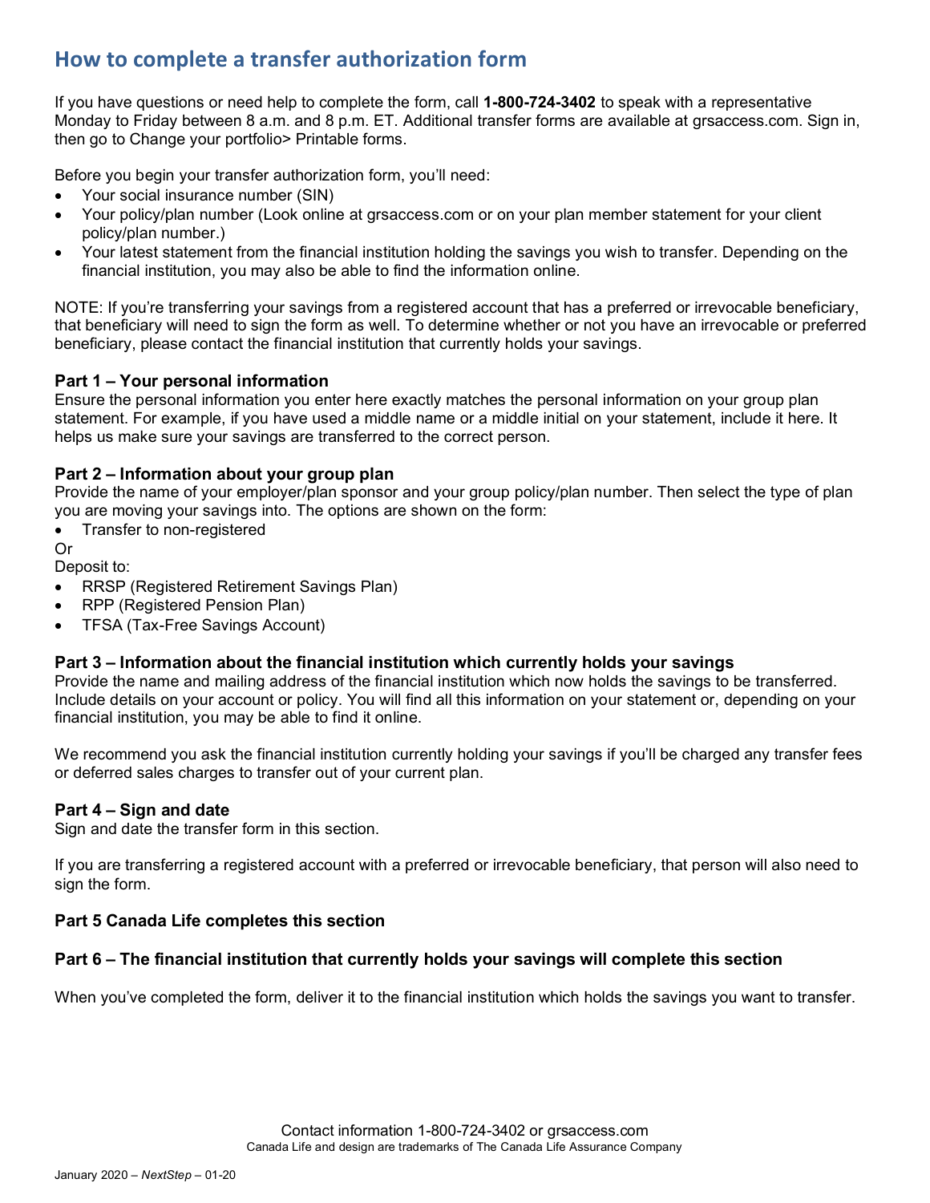# How to complete a transfer authorization form

If you have questions or need help to complete the form, call **1-800-724-3402** to speak with a representative Monday to Friday between 8 a.m. and 8 p.m. ET. Additional transfer forms are available at grsaccess.com. Sign in, then go to Change your portfolio> Printable forms.

Before you begin your transfer authorization form, you'll need:

- Your social insurance number (SIN)
- Your policy/plan number (Look online at grsaccess.com or on your plan member statement for your client policy/plan number.)
- Your latest statement from the financial institution holding the savings you wish to transfer. Depending on the financial institution, you may also be able to find the information online.

NOTE: If you're transferring your savings from a registered account that has a preferred or irrevocable beneficiary, that beneficiary will need to sign the form as well. To determine whether or not you have an irrevocable or preferred beneficiary, please contact the financial institution that currently holds your savings.

### Part 1 – Your personal information

Ensure the personal information you enter here exactly matches the personal information on your group plan statement. For example, if you have used a middle name or a middle initial on your statement, include it here. It helps us make sure your savings are transferred to the correct person.

### Part 2 – Information about your group plan

Provide the name of your employer/plan sponsor and your group policy/plan number. Then select the type of plan you are moving your savings into. The options are shown on the form:

- Transfer to non-registered

Or

Deposit to:

- RRSP (Registered Retirement Savings Plan)
- RPP (Registered Pension Plan)
- TFSA (Tax-Free Savings Account)

### Part 3 – Information about the financial institution which currently holds your savings

Provide the name and mailing address of the financial institution which now holds the savings to be transferred. Include details on your account or policy. You will find all this information on your statement or, depending on your financial institution, you may be able to find it online.

We recommend you ask the financial institution currently holding your savings if you'll be charged any transfer fees or deferred sales charges to transfer out of your current plan.

### Part 4 – Sign and date

Sign and date the transfer form in this section.

If you are transferring a registered account with a preferred or irrevocable beneficiary, that person will also need to sign the form.

### Part 5 Canada Life completes this section

### Part 6 – The financial institution that currently holds your savings will complete this section

When you've completed the form, deliver it to the financial institution which holds the savings you want to transfer.

Contact information 1-800-724-3402 or grsaccess.com

Canada Life and design are trademarks of The Canada Life Assurance Company

January 2020 – *NextStep* – 01-20